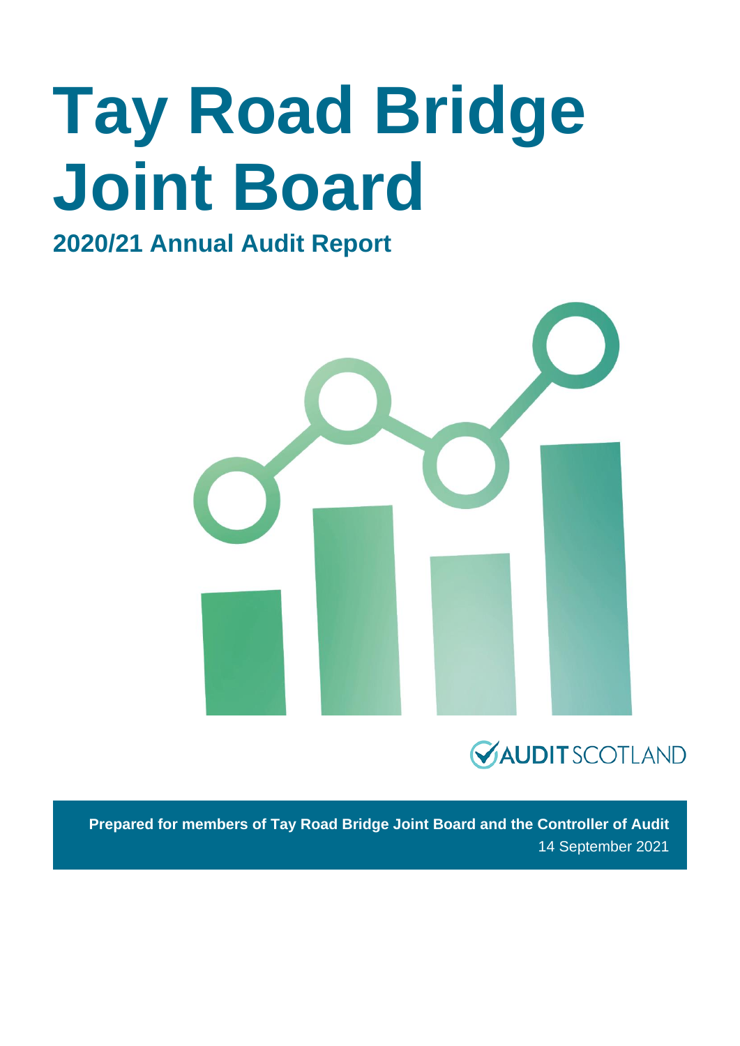# Tay Road Bridge Joint Board

## 2020/21 Annual Audit Report

**Prepared for members of Tay Road Bridge Joint Board and the Controller of Audit**

14 September 2021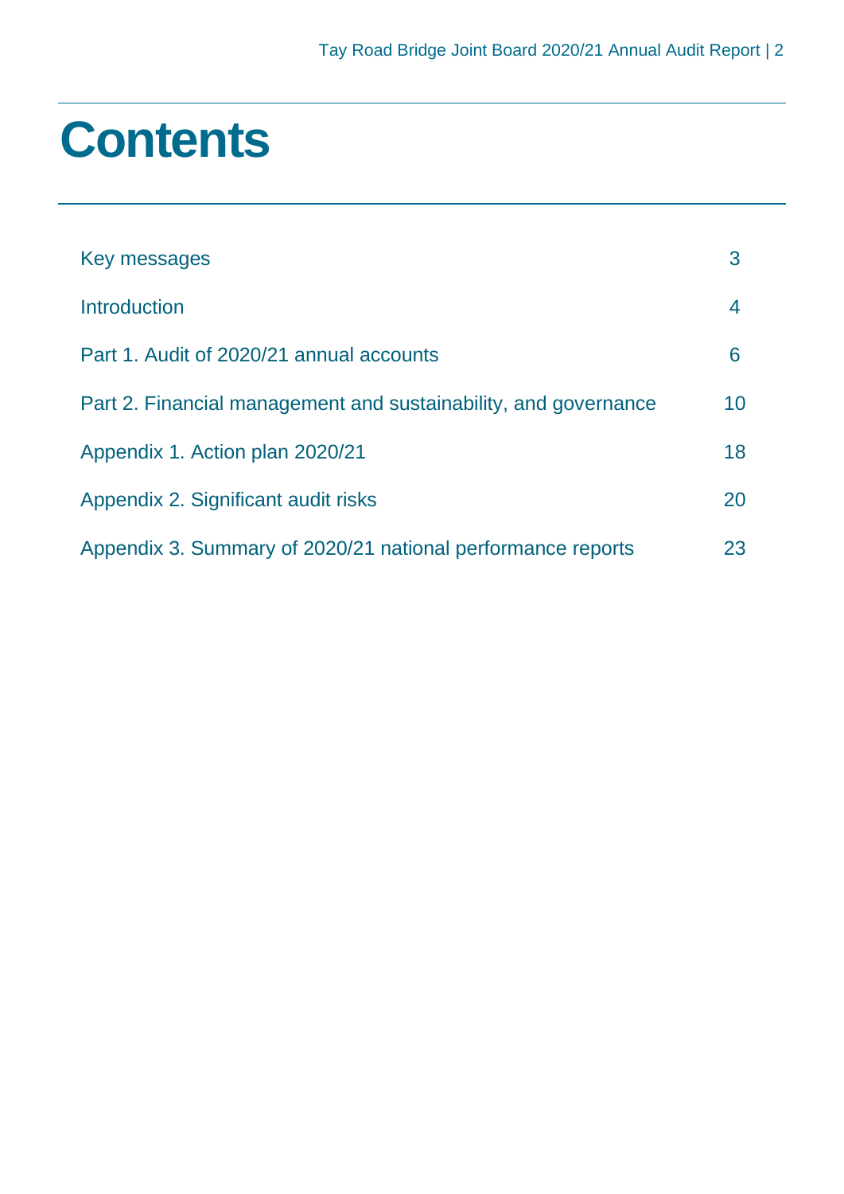# Contents

| | |
|---|---|
| Key messages | 3 |
| Introduction | 4 |
| Part 1. Audit of 2020/21 annual accounts | 6 |
| Part 2. Financial management and sustainability, and governance | 10 |
| Appendix 1. Action plan 2020/21 | 18 |
| Appendix 2. Significant audit risks | 20 |
| Appendix 3. Summary of 2020/21 national performance reports | 23 |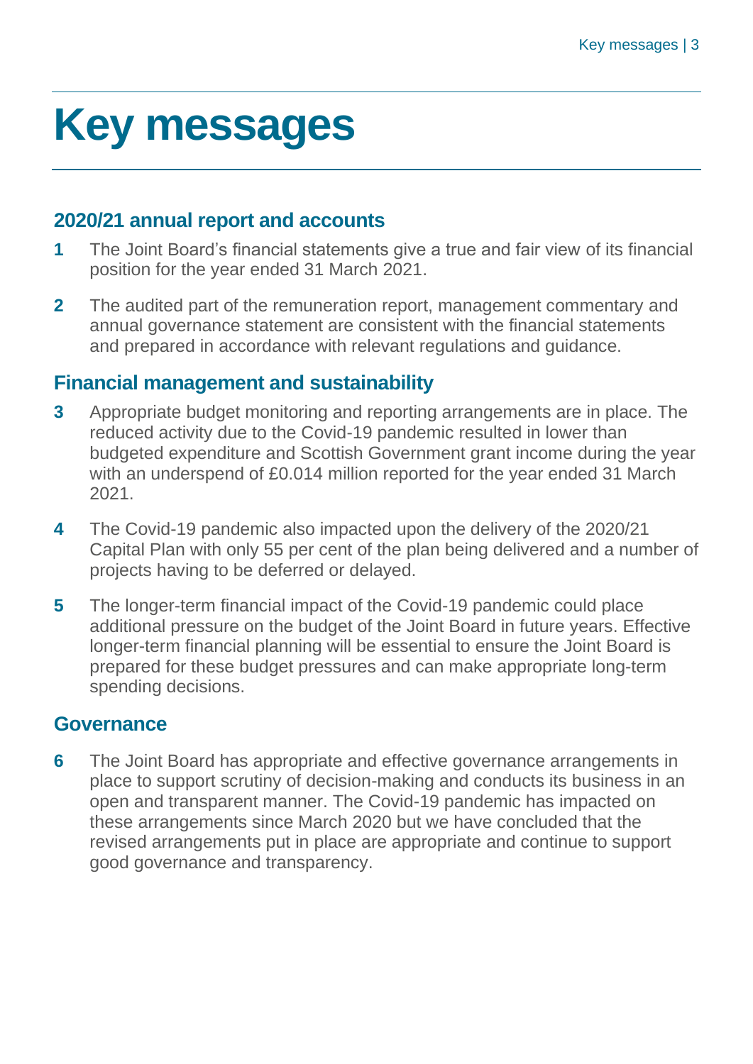# Key messages

## 2020/21 annual report and accounts

**1** The Joint Board's financial statements give a true and fair view of its financial position for the year ended 31 March 2021.

**2** The audited part of the remuneration report, management commentary and annual governance statement are consistent with the financial statements and prepared in accordance with relevant regulations and guidance.

## Financial management and sustainability

**3** Appropriate budget monitoring and reporting arrangements are in place. The reduced activity due to the Covid-19 pandemic resulted in lower than budgeted expenditure and Scottish Government grant income during the year with an underspend of £0.014 million reported for the year ended 31 March 2021.

**4** The Covid-19 pandemic also impacted upon the delivery of the 2020/21 Capital Plan with only 55 per cent of the plan being delivered and a number of projects having to be deferred or delayed.

**5** The longer-term financial impact of the Covid-19 pandemic could place additional pressure on the budget of the Joint Board in future years. Effective longer-term financial planning will be essential to ensure the Joint Board is prepared for these budget pressures and can make appropriate long-term spending decisions.

## Governance

**6** The Joint Board has appropriate and effective governance arrangements in place to support scrutiny of decision-making and conducts its business in an open and transparent manner. The Covid-19 pandemic has impacted on these arrangements since March 2020 but we have concluded that the revised arrangements put in place are appropriate and continue to support good governance and transparency.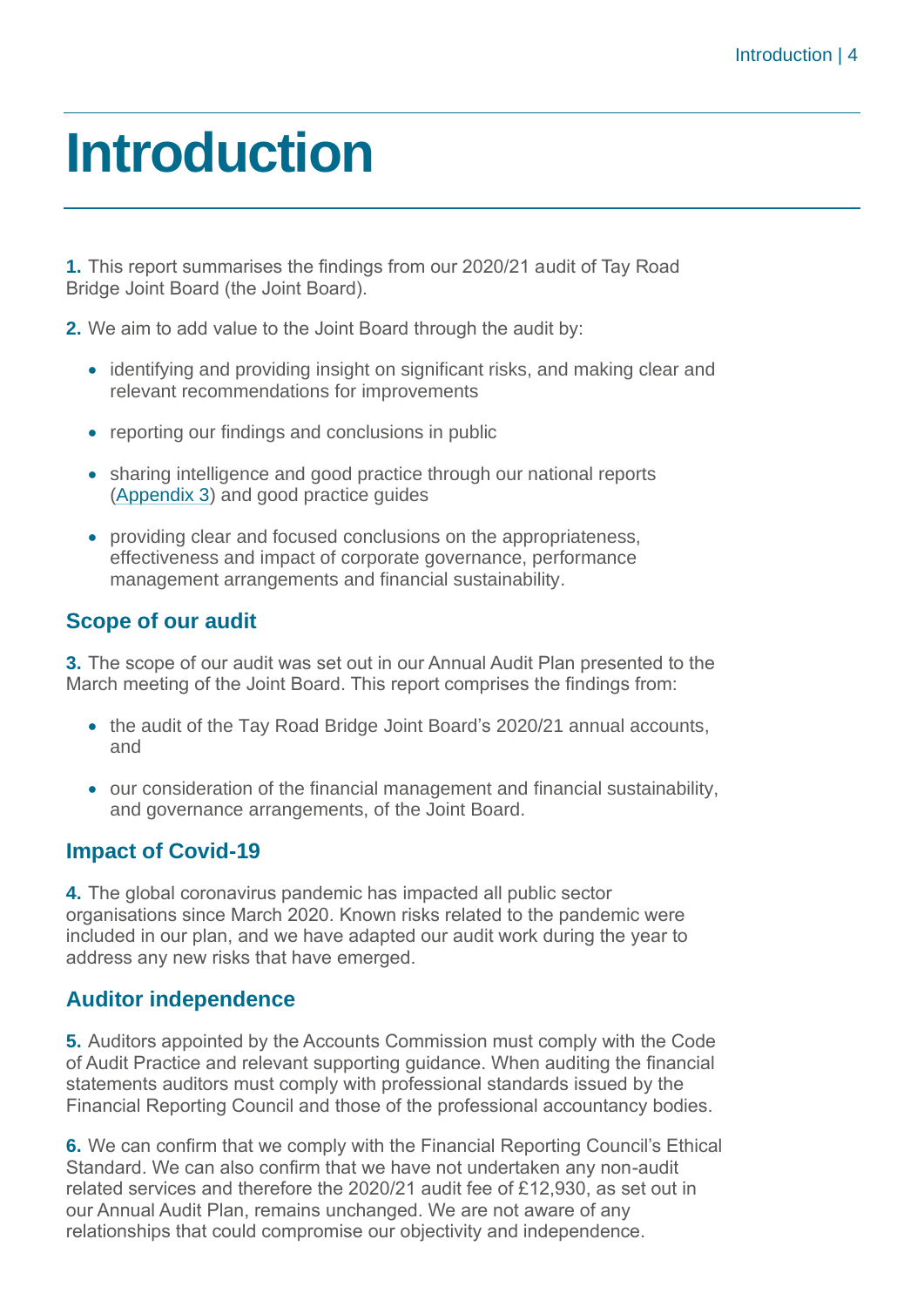# Introduction

**1.** This report summarises the findings from our 2020/21 audit of Tay Road Bridge Joint Board (the Joint Board).

**2.** We aim to add value to the Joint Board through the audit by:

- identifying and providing insight on significant risks, and making clear and relevant recommendations for improvements
- reporting our findings and conclusions in public
- sharing intelligence and good practice through our national reports (Appendix 3) and good practice guides
- providing clear and focused conclusions on the appropriateness, effectiveness and impact of corporate governance, performance management arrangements and financial sustainability.

## Scope of our audit

**3.** The scope of our audit was set out in our Annual Audit Plan presented to the March meeting of the Joint Board. This report comprises the findings from:

- the audit of the Tay Road Bridge Joint Board's 2020/21 annual accounts, and
- our consideration of the financial management and financial sustainability, and governance arrangements, of the Joint Board.

## Impact of Covid-19

**4.** The global coronavirus pandemic has impacted all public sector organisations since March 2020. Known risks related to the pandemic were included in our plan, and we have adapted our audit work during the year to address any new risks that have emerged.

## Auditor independence

**5.** Auditors appointed by the Accounts Commission must comply with the Code of Audit Practice and relevant supporting guidance. When auditing the financial statements auditors must comply with professional standards issued by the Financial Reporting Council and those of the professional accountancy bodies.

**6.** We can confirm that we comply with the Financial Reporting Council's Ethical Standard. We can also confirm that we have not undertaken any non-audit related services and therefore the 2020/21 audit fee of £12,930, as set out in our Annual Audit Plan, remains unchanged. We are not aware of any relationships that could compromise our objectivity and independence.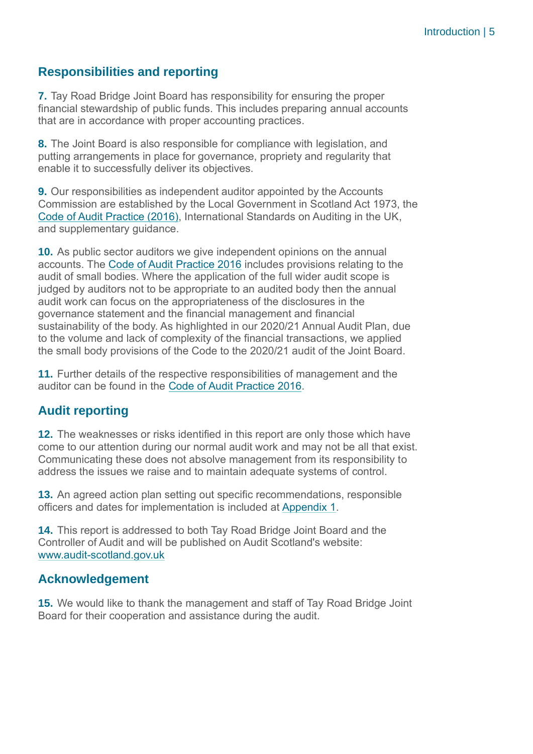## Responsibilities and reporting

**7.** Tay Road Bridge Joint Board has responsibility for ensuring the proper financial stewardship of public funds. This includes preparing annual accounts that are in accordance with proper accounting practices.

**8.** The Joint Board is also responsible for compliance with legislation, and putting arrangements in place for governance, propriety and regularity that enable it to successfully deliver its objectives.

**9.** Our responsibilities as independent auditor appointed by the Accounts Commission are established by the Local Government in Scotland Act 1973, the Code of Audit Practice (2016), International Standards on Auditing in the UK, and supplementary guidance.

**10.** As public sector auditors we give independent opinions on the annual accounts. The Code of Audit Practice 2016 includes provisions relating to the audit of small bodies. Where the application of the full wider audit scope is judged by auditors not to be appropriate to an audited body then the annual audit work can focus on the appropriateness of the disclosures in the governance statement and the financial management and financial sustainability of the body. As highlighted in our 2020/21 Annual Audit Plan, due to the volume and lack of complexity of the financial transactions, we applied the small body provisions of the Code to the 2020/21 audit of the Joint Board.

**11.** Further details of the respective responsibilities of management and the auditor can be found in the Code of Audit Practice 2016.

## Audit reporting

**12.** The weaknesses or risks identified in this report are only those which have come to our attention during our normal audit work and may not be all that exist. Communicating these does not absolve management from its responsibility to address the issues we raise and to maintain adequate systems of control.

**13.** An agreed action plan setting out specific recommendations, responsible officers and dates for implementation is included at Appendix 1.

**14.** This report is addressed to both Tay Road Bridge Joint Board and the Controller of Audit and will be published on Audit Scotland's website: www.audit-scotland.gov.uk

## Acknowledgement

**15.** We would like to thank the management and staff of Tay Road Bridge Joint Board for their cooperation and assistance during the audit.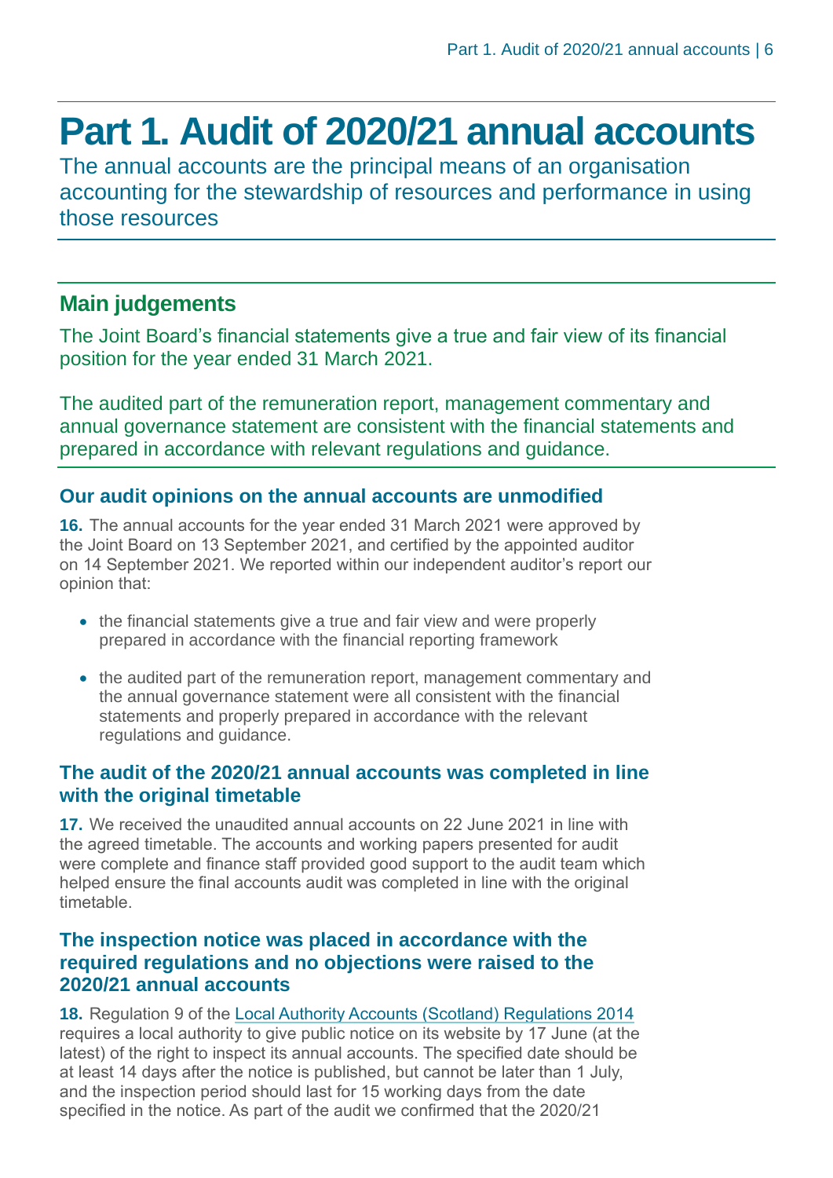# Part 1. Audit of 2020/21 annual accounts

The annual accounts are the principal means of an organisation accounting for the stewardship of resources and performance in using those resources

## Main judgements

The Joint Board's financial statements give a true and fair view of its financial position for the year ended 31 March 2021.

The audited part of the remuneration report, management commentary and annual governance statement are consistent with the financial statements and prepared in accordance with relevant regulations and guidance.

### Our audit opinions on the annual accounts are unmodified

**16.** The annual accounts for the year ended 31 March 2021 were approved by the Joint Board on 13 September 2021, and certified by the appointed auditor on 14 September 2021. We reported within our independent auditor's report our opinion that:

- the financial statements give a true and fair view and were properly prepared in accordance with the financial reporting framework
- the audited part of the remuneration report, management commentary and the annual governance statement were all consistent with the financial statements and properly prepared in accordance with the relevant regulations and guidance.

### The audit of the 2020/21 annual accounts was completed in line with the original timetable

**17.** We received the unaudited annual accounts on 22 June 2021 in line with the agreed timetable. The accounts and working papers presented for audit were complete and finance staff provided good support to the audit team which helped ensure the final accounts audit was completed in line with the original timetable.

### The inspection notice was placed in accordance with the required regulations and no objections were raised to the 2020/21 annual accounts

**18.** Regulation 9 of the Local Authority Accounts (Scotland) Regulations 2014 requires a local authority to give public notice on its website by 17 June (at the latest) of the right to inspect its annual accounts. The specified date should be at least 14 days after the notice is published, but cannot be later than 1 July, and the inspection period should last for 15 working days from the date specified in the notice. As part of the audit we confirmed that the 2020/21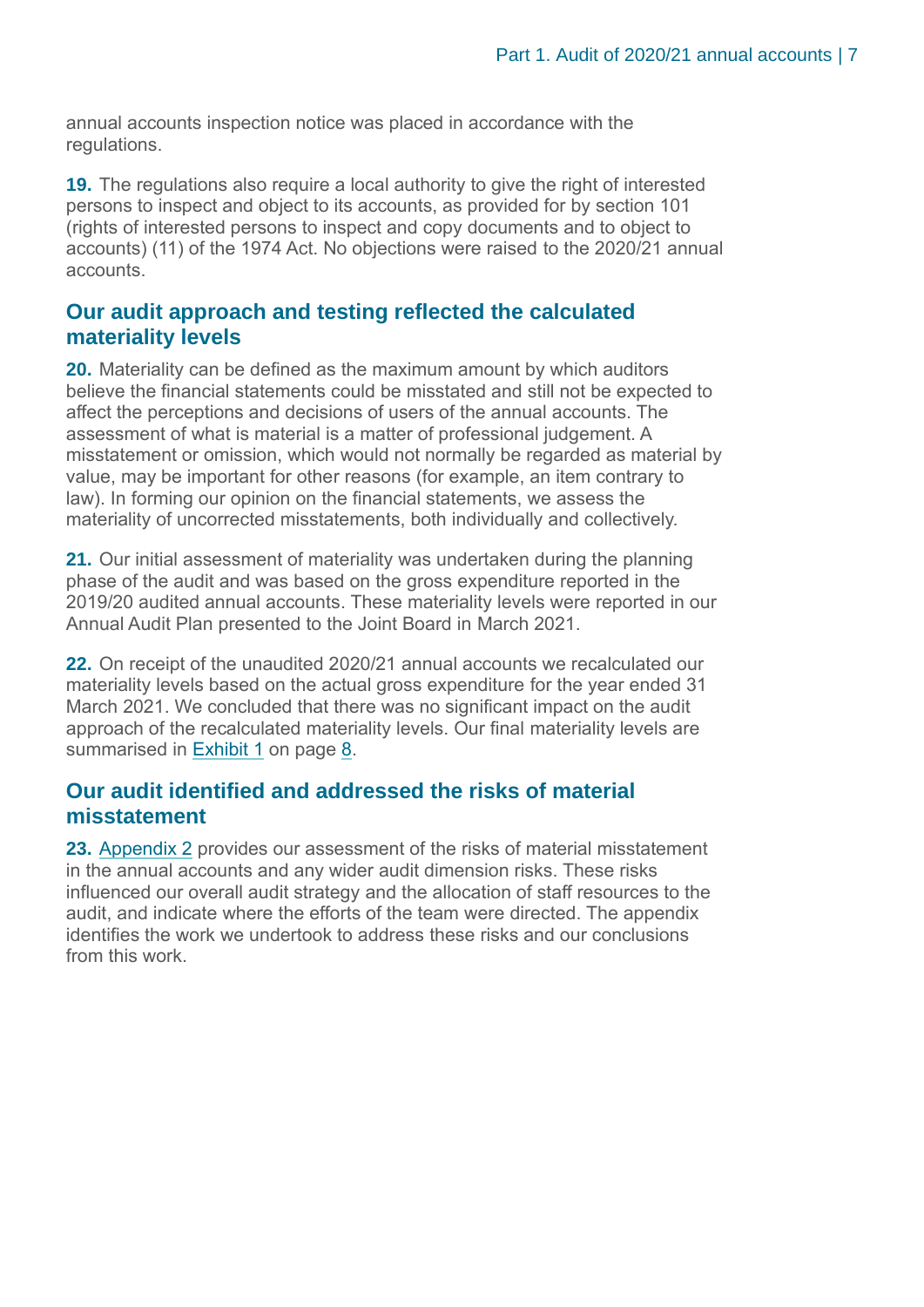annual accounts inspection notice was placed in accordance with the regulations.

**19.** The regulations also require a local authority to give the right of interested persons to inspect and object to its accounts, as provided for by section 101 (rights of interested persons to inspect and copy documents and to object to accounts) (11) of the 1974 Act. No objections were raised to the 2020/21 annual accounts.

## Our audit approach and testing reflected the calculated materiality levels

**20.** Materiality can be defined as the maximum amount by which auditors believe the financial statements could be misstated and still not be expected to affect the perceptions and decisions of users of the annual accounts. The assessment of what is material is a matter of professional judgement. A misstatement or omission, which would not normally be regarded as material by value, may be important for other reasons (for example, an item contrary to law). In forming our opinion on the financial statements, we assess the materiality of uncorrected misstatements, both individually and collectively.

**21.** Our initial assessment of materiality was undertaken during the planning phase of the audit and was based on the gross expenditure reported in the 2019/20 audited annual accounts. These materiality levels were reported in our Annual Audit Plan presented to the Joint Board in March 2021.

**22.** On receipt of the unaudited 2020/21 annual accounts we recalculated our materiality levels based on the actual gross expenditure for the year ended 31 March 2021. We concluded that there was no significant impact on the audit approach of the recalculated materiality levels. Our final materiality levels are summarised in Exhibit 1 on page 8.

## Our audit identified and addressed the risks of material misstatement

**23.** Appendix 2 provides our assessment of the risks of material misstatement in the annual accounts and any wider audit dimension risks. These risks influenced our overall audit strategy and the allocation of staff resources to the audit, and indicate where the efforts of the team were directed. The appendix identifies the work we undertook to address these risks and our conclusions from this work.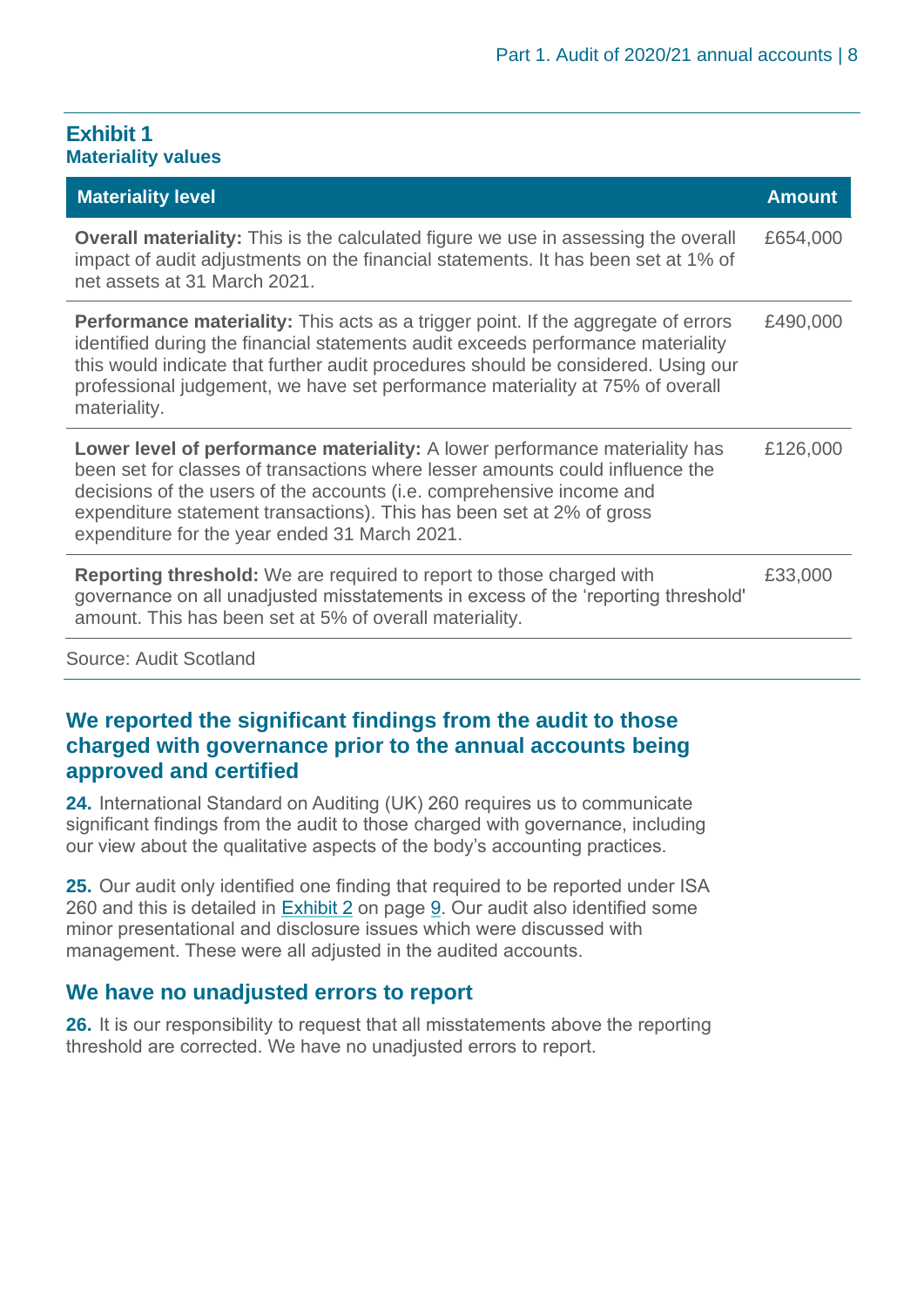## Exhibit 1
### Materiality values

| Materiality level | Amount |
|---|---|
| **Overall materiality:** This is the calculated figure we use in assessing the overall impact of audit adjustments on the financial statements. It has been set at 1% of net assets at 31 March 2021. | £654,000 |
| **Performance materiality:** This acts as a trigger point. If the aggregate of errors identified during the financial statements audit exceeds performance materiality this would indicate that further audit procedures should be considered. Using our professional judgement, we have set performance materiality at 75% of overall materiality. | £490,000 |
| **Lower level of performance materiality:** A lower performance materiality has been set for classes of transactions where lesser amounts could influence the decisions of the users of the accounts (i.e. comprehensive income and expenditure statement transactions). This has been set at 2% of gross expenditure for the year ended 31 March 2021. | £126,000 |
| **Reporting threshold:** We are required to report to those charged with governance on all unadjusted misstatements in excess of the 'reporting threshold' amount. This has been set at 5% of overall materiality. | £33,000 |

Source: Audit Scotland

## We reported the significant findings from the audit to those charged with governance prior to the annual accounts being approved and certified

**24.** International Standard on Auditing (UK) 260 requires us to communicate significant findings from the audit to those charged with governance, including our view about the qualitative aspects of the body's accounting practices.

**25.** Our audit only identified one finding that required to be reported under ISA 260 and this is detailed in Exhibit 2 on page 9. Our audit also identified some minor presentational and disclosure issues which were discussed with management. These were all adjusted in the audited accounts.

## We have no unadjusted errors to report

**26.** It is our responsibility to request that all misstatements above the reporting threshold are corrected. We have no unadjusted errors to report.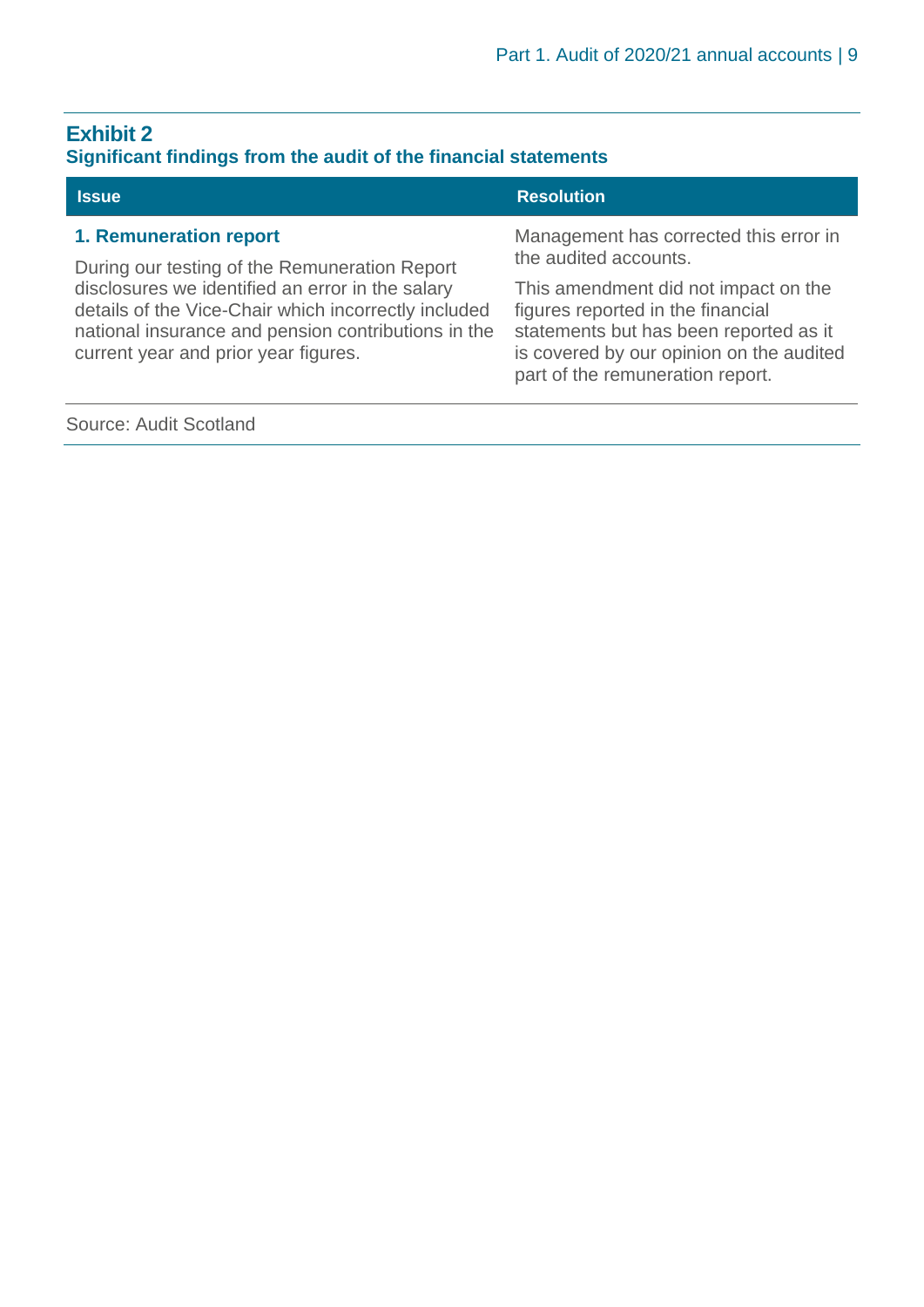## Exhibit 2
### Significant findings from the audit of the financial statements

| Issue | Resolution |
|---|---|
| **1. Remuneration report**<br>During our testing of the Remuneration Report disclosures we identified an error in the salary details of the Vice-Chair which incorrectly included national insurance and pension contributions in the current year and prior year figures. | Management has corrected this error in the audited accounts.<br>This amendment did not impact on the figures reported in the financial statements but has been reported as it is covered by our opinion on the audited part of the remuneration report. |

Source: Audit Scotland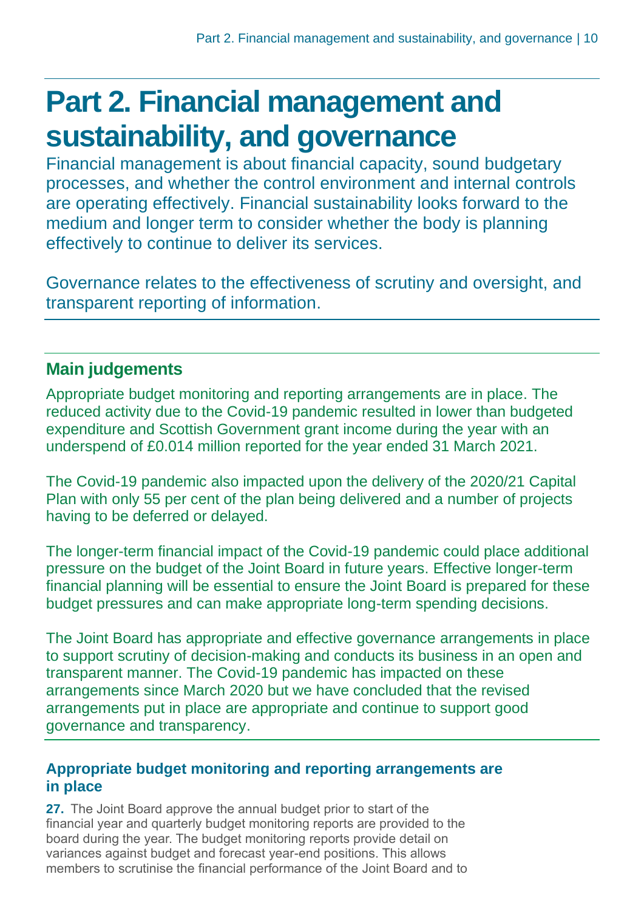# Part 2. Financial management and sustainability, and governance

Financial management is about financial capacity, sound budgetary processes, and whether the control environment and internal controls are operating effectively. Financial sustainability looks forward to the medium and longer term to consider whether the body is planning effectively to continue to deliver its services.

Governance relates to the effectiveness of scrutiny and oversight, and transparent reporting of information.

## Main judgements

Appropriate budget monitoring and reporting arrangements are in place. The reduced activity due to the Covid-19 pandemic resulted in lower than budgeted expenditure and Scottish Government grant income during the year with an underspend of £0.014 million reported for the year ended 31 March 2021.

The Covid-19 pandemic also impacted upon the delivery of the 2020/21 Capital Plan with only 55 per cent of the plan being delivered and a number of projects having to be deferred or delayed.

The longer-term financial impact of the Covid-19 pandemic could place additional pressure on the budget of the Joint Board in future years. Effective longer-term financial planning will be essential to ensure the Joint Board is prepared for these budget pressures and can make appropriate long-term spending decisions.

The Joint Board has appropriate and effective governance arrangements in place to support scrutiny of decision-making and conducts its business in an open and transparent manner. The Covid-19 pandemic has impacted on these arrangements since March 2020 but we have concluded that the revised arrangements put in place are appropriate and continue to support good governance and transparency.

### Appropriate budget monitoring and reporting arrangements are in place

**27.** The Joint Board approve the annual budget prior to start of the financial year and quarterly budget monitoring reports are provided to the board during the year. The budget monitoring reports provide detail on variances against budget and forecast year-end positions. This allows members to scrutinise the financial performance of the Joint Board and to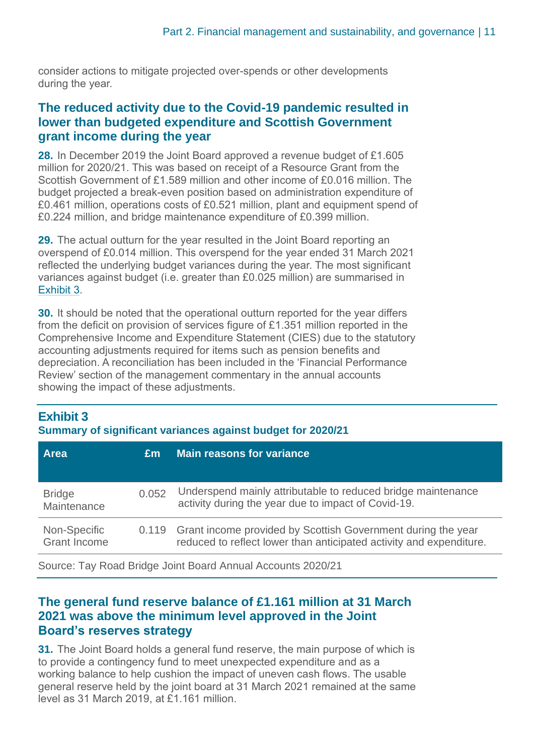consider actions to mitigate projected over-spends or other developments during the year.

### The reduced activity due to the Covid-19 pandemic resulted in lower than budgeted expenditure and Scottish Government grant income during the year

**28.** In December 2019 the Joint Board approved a revenue budget of £1.605 million for 2020/21. This was based on receipt of a Resource Grant from the Scottish Government of £1.589 million and other income of £0.016 million. The budget projected a break-even position based on administration expenditure of £0.461 million, operations costs of £0.521 million, plant and equipment spend of £0.224 million, and bridge maintenance expenditure of £0.399 million.

**29.** The actual outturn for the year resulted in the Joint Board reporting an overspend of £0.014 million. This overspend for the year ended 31 March 2021 reflected the underlying budget variances during the year. The most significant variances against budget (i.e. greater than £0.025 million) are summarised in Exhibit 3.

**30.** It should be noted that the operational outturn reported for the year differs from the deficit on provision of services figure of £1.351 million reported in the Comprehensive Income and Expenditure Statement (CIES) due to the statutory accounting adjustments required for items such as pension benefits and depreciation. A reconciliation has been included in the 'Financial Performance Review' section of the management commentary in the annual accounts showing the impact of these adjustments.

**Exhibit 3**
**Summary of significant variances against budget for 2020/21**

| Area | £m | Main reasons for variance |
|---|---|---|
| Bridge Maintenance | 0.052 | Underspend mainly attributable to reduced bridge maintenance activity during the year due to impact of Covid-19. |
| Non-Specific Grant Income | 0.119 | Grant income provided by Scottish Government during the year reduced to reflect lower than anticipated activity and expenditure. |

Source: Tay Road Bridge Joint Board Annual Accounts 2020/21

### The general fund reserve balance of £1.161 million at 31 March 2021 was above the minimum level approved in the Joint Board's reserves strategy

**31.** The Joint Board holds a general fund reserve, the main purpose of which is to provide a contingency fund to meet unexpected expenditure and as a working balance to help cushion the impact of uneven cash flows. The usable general reserve held by the joint board at 31 March 2021 remained at the same level as 31 March 2019, at £1.161 million.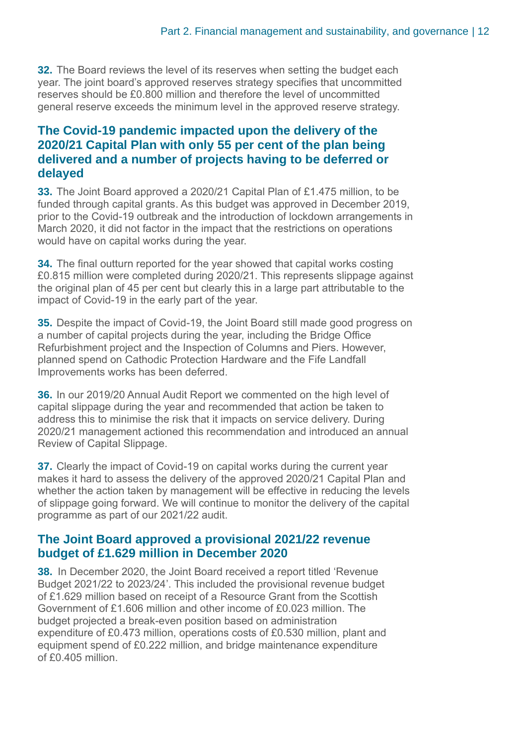**32.** The Board reviews the level of its reserves when setting the budget each year. The joint board's approved reserves strategy specifies that uncommitted reserves should be £0.800 million and therefore the level of uncommitted general reserve exceeds the minimum level in the approved reserve strategy.

## The Covid-19 pandemic impacted upon the delivery of the 2020/21 Capital Plan with only 55 per cent of the plan being delivered and a number of projects having to be deferred or delayed

**33.** The Joint Board approved a 2020/21 Capital Plan of £1.475 million, to be funded through capital grants. As this budget was approved in December 2019, prior to the Covid-19 outbreak and the introduction of lockdown arrangements in March 2020, it did not factor in the impact that the restrictions on operations would have on capital works during the year.

**34.** The final outturn reported for the year showed that capital works costing £0.815 million were completed during 2020/21. This represents slippage against the original plan of 45 per cent but clearly this in a large part attributable to the impact of Covid-19 in the early part of the year.

**35.** Despite the impact of Covid-19, the Joint Board still made good progress on a number of capital projects during the year, including the Bridge Office Refurbishment project and the Inspection of Columns and Piers. However, planned spend on Cathodic Protection Hardware and the Fife Landfall Improvements works has been deferred.

**36.** In our 2019/20 Annual Audit Report we commented on the high level of capital slippage during the year and recommended that action be taken to address this to minimise the risk that it impacts on service delivery. During 2020/21 management actioned this recommendation and introduced an annual Review of Capital Slippage.

**37.** Clearly the impact of Covid-19 on capital works during the current year makes it hard to assess the delivery of the approved 2020/21 Capital Plan and whether the action taken by management will be effective in reducing the levels of slippage going forward. We will continue to monitor the delivery of the capital programme as part of our 2021/22 audit.

## The Joint Board approved a provisional 2021/22 revenue budget of £1.629 million in December 2020

**38.** In December 2020, the Joint Board received a report titled 'Revenue Budget 2021/22 to 2023/24'. This included the provisional revenue budget of £1.629 million based on receipt of a Resource Grant from the Scottish Government of £1.606 million and other income of £0.023 million. The budget projected a break-even position based on administration expenditure of £0.473 million, operations costs of £0.530 million, plant and equipment spend of £0.222 million, and bridge maintenance expenditure of £0.405 million.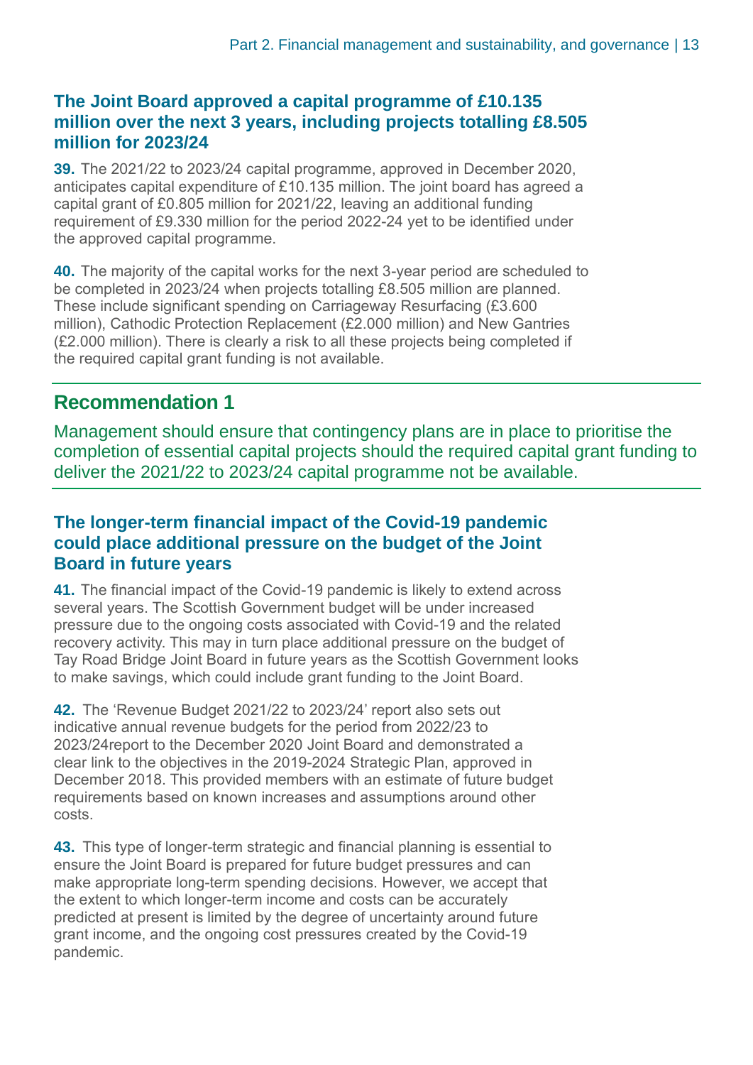### The Joint Board approved a capital programme of £10.135 million over the next 3 years, including projects totalling £8.505 million for 2023/24

**39.** The 2021/22 to 2023/24 capital programme, approved in December 2020, anticipates capital expenditure of £10.135 million. The joint board has agreed a capital grant of £0.805 million for 2021/22, leaving an additional funding requirement of £9.330 million for the period 2022-24 yet to be identified under the approved capital programme.

**40.** The majority of the capital works for the next 3-year period are scheduled to be completed in 2023/24 when projects totalling £8.505 million are planned. These include significant spending on Carriageway Resurfacing (£3.600 million), Cathodic Protection Replacement (£2.000 million) and New Gantries (£2.000 million). There is clearly a risk to all these projects being completed if the required capital grant funding is not available.

## Recommendation 1

Management should ensure that contingency plans are in place to prioritise the completion of essential capital projects should the required capital grant funding to deliver the 2021/22 to 2023/24 capital programme not be available.

### The longer-term financial impact of the Covid-19 pandemic could place additional pressure on the budget of the Joint Board in future years

**41.** The financial impact of the Covid-19 pandemic is likely to extend across several years. The Scottish Government budget will be under increased pressure due to the ongoing costs associated with Covid-19 and the related recovery activity. This may in turn place additional pressure on the budget of Tay Road Bridge Joint Board in future years as the Scottish Government looks to make savings, which could include grant funding to the Joint Board.

**42.** The 'Revenue Budget 2021/22 to 2023/24' report also sets out indicative annual revenue budgets for the period from 2022/23 to 2023/24report to the December 2020 Joint Board and demonstrated a clear link to the objectives in the 2019-2024 Strategic Plan, approved in December 2018. This provided members with an estimate of future budget requirements based on known increases and assumptions around other costs.

**43.** This type of longer-term strategic and financial planning is essential to ensure the Joint Board is prepared for future budget pressures and can make appropriate long-term spending decisions. However, we accept that the extent to which longer-term income and costs can be accurately predicted at present is limited by the degree of uncertainty around future grant income, and the ongoing cost pressures created by the Covid-19 pandemic.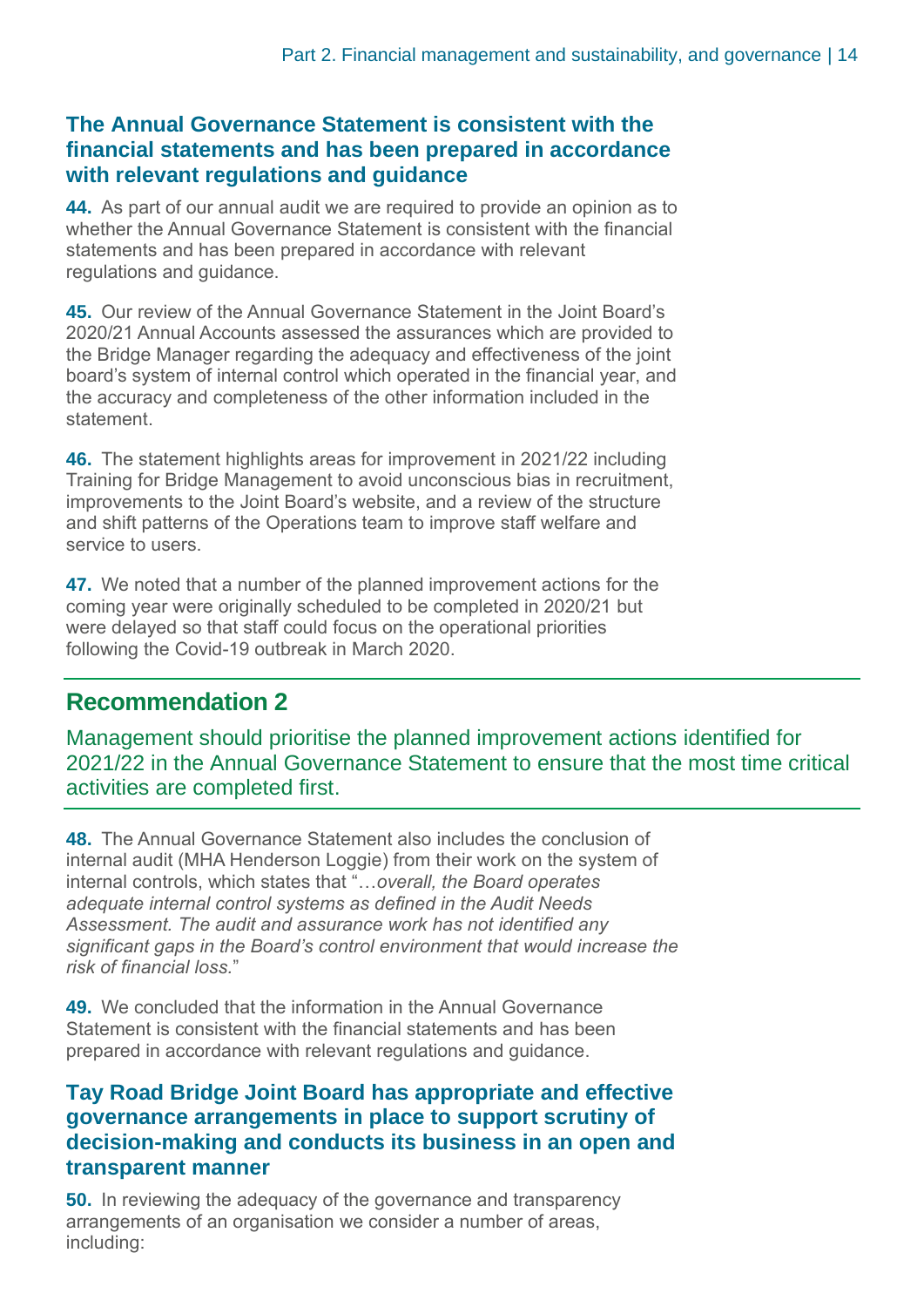### The Annual Governance Statement is consistent with the financial statements and has been prepared in accordance with relevant regulations and guidance

**44.** As part of our annual audit we are required to provide an opinion as to whether the Annual Governance Statement is consistent with the financial statements and has been prepared in accordance with relevant regulations and guidance.

**45.** Our review of the Annual Governance Statement in the Joint Board's 2020/21 Annual Accounts assessed the assurances which are provided to the Bridge Manager regarding the adequacy and effectiveness of the joint board's system of internal control which operated in the financial year, and the accuracy and completeness of the other information included in the statement.

**46.** The statement highlights areas for improvement in 2021/22 including Training for Bridge Management to avoid unconscious bias in recruitment, improvements to the Joint Board's website, and a review of the structure and shift patterns of the Operations team to improve staff welfare and service to users.

**47.** We noted that a number of the planned improvement actions for the coming year were originally scheduled to be completed in 2020/21 but were delayed so that staff could focus on the operational priorities following the Covid-19 outbreak in March 2020.

## Recommendation 2

Management should prioritise the planned improvement actions identified for 2021/22 in the Annual Governance Statement to ensure that the most time critical activities are completed first.

**48.** The Annual Governance Statement also includes the conclusion of internal audit (MHA Henderson Loggie) from their work on the system of internal controls, which states that "…*overall, the Board operates adequate internal control systems as defined in the Audit Needs Assessment. The audit and assurance work has not identified any significant gaps in the Board's control environment that would increase the risk of financial loss.*"

**49.** We concluded that the information in the Annual Governance Statement is consistent with the financial statements and has been prepared in accordance with relevant regulations and guidance.

### Tay Road Bridge Joint Board has appropriate and effective governance arrangements in place to support scrutiny of decision-making and conducts its business in an open and transparent manner

**50.** In reviewing the adequacy of the governance and transparency arrangements of an organisation we consider a number of areas, including: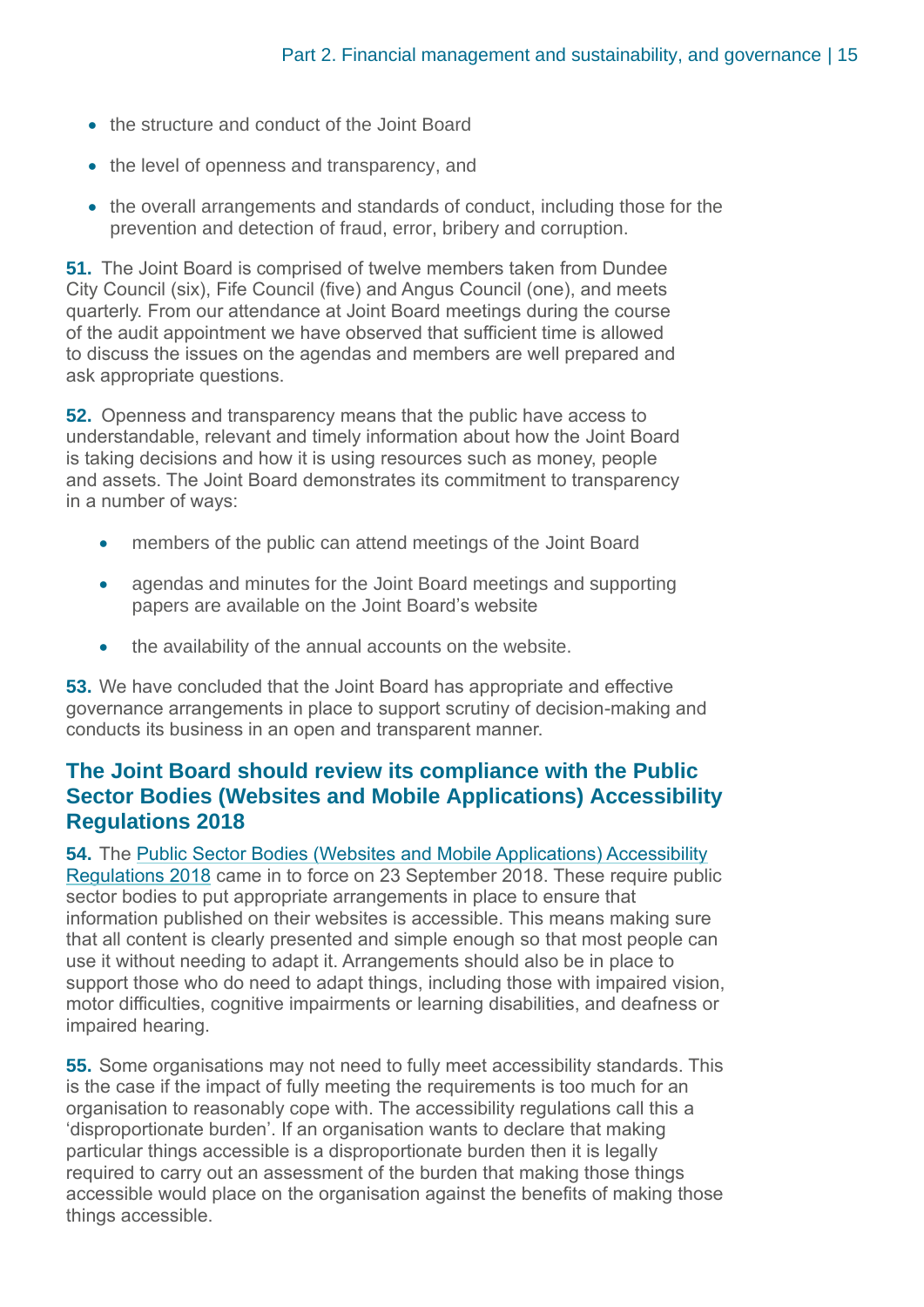- the structure and conduct of the Joint Board
- the level of openness and transparency, and
- the overall arrangements and standards of conduct, including those for the prevention and detection of fraud, error, bribery and corruption.

**51.** The Joint Board is comprised of twelve members taken from Dundee City Council (six), Fife Council (five) and Angus Council (one), and meets quarterly. From our attendance at Joint Board meetings during the course of the audit appointment we have observed that sufficient time is allowed to discuss the issues on the agendas and members are well prepared and ask appropriate questions.

**52.** Openness and transparency means that the public have access to understandable, relevant and timely information about how the Joint Board is taking decisions and how it is using resources such as money, people and assets. The Joint Board demonstrates its commitment to transparency in a number of ways:

- members of the public can attend meetings of the Joint Board
- agendas and minutes for the Joint Board meetings and supporting papers are available on the Joint Board's website
- the availability of the annual accounts on the website.

**53.** We have concluded that the Joint Board has appropriate and effective governance arrangements in place to support scrutiny of decision-making and conducts its business in an open and transparent manner.

## The Joint Board should review its compliance with the Public Sector Bodies (Websites and Mobile Applications) Accessibility Regulations 2018

**54.** The Public Sector Bodies (Websites and Mobile Applications) Accessibility Regulations 2018 came in to force on 23 September 2018. These require public sector bodies to put appropriate arrangements in place to ensure that information published on their websites is accessible. This means making sure that all content is clearly presented and simple enough so that most people can use it without needing to adapt it. Arrangements should also be in place to support those who do need to adapt things, including those with impaired vision, motor difficulties, cognitive impairments or learning disabilities, and deafness or impaired hearing.

**55.** Some organisations may not need to fully meet accessibility standards. This is the case if the impact of fully meeting the requirements is too much for an organisation to reasonably cope with. The accessibility regulations call this a 'disproportionate burden'. If an organisation wants to declare that making particular things accessible is a disproportionate burden then it is legally required to carry out an assessment of the burden that making those things accessible would place on the organisation against the benefits of making those things accessible.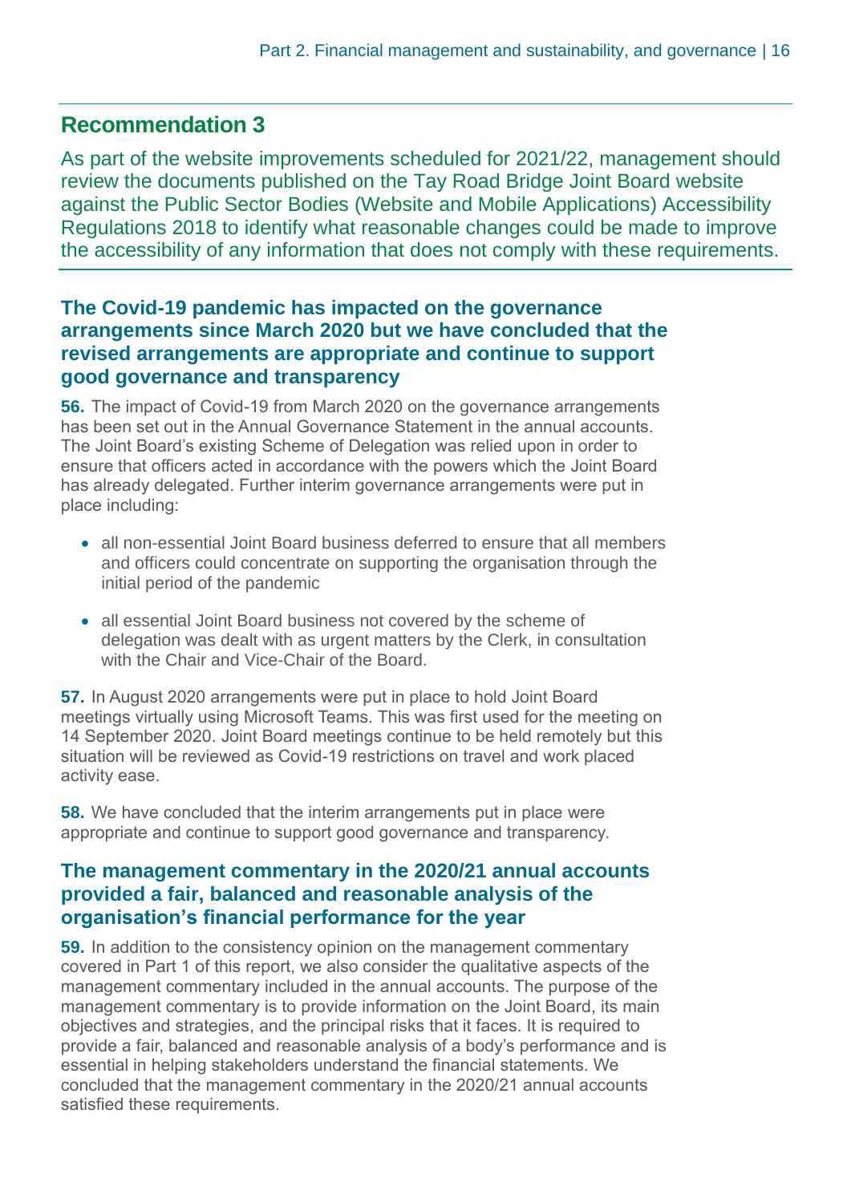## Recommendation 3

As part of the website improvements scheduled for 2021/22, management should review the documents published on the Tay Road Bridge Joint Board website against the Public Sector Bodies (Website and Mobile Applications) Accessibility Regulations 2018 to identify what reasonable changes could be made to improve the accessibility of any information that does not comply with these requirements.

### The Covid-19 pandemic has impacted on the governance arrangements since March 2020 but we have concluded that the revised arrangements are appropriate and continue to support good governance and transparency

**56.** The impact of Covid-19 from March 2020 on the governance arrangements has been set out in the Annual Governance Statement in the annual accounts. The Joint Board's existing Scheme of Delegation was relied upon in order to ensure that officers acted in accordance with the powers which the Joint Board has already delegated. Further interim governance arrangements were put in place including:

- all non-essential Joint Board business deferred to ensure that all members and officers could concentrate on supporting the organisation through the initial period of the pandemic
- all essential Joint Board business not covered by the scheme of delegation was dealt with as urgent matters by the Clerk, in consultation with the Chair and Vice-Chair of the Board.

**57.** In August 2020 arrangements were put in place to hold Joint Board meetings virtually using Microsoft Teams. This was first used for the meeting on 14 September 2020. Joint Board meetings continue to be held remotely but this situation will be reviewed as Covid-19 restrictions on travel and work placed activity ease.

**58.** We have concluded that the interim arrangements put in place were appropriate and continue to support good governance and transparency.

### The management commentary in the 2020/21 annual accounts provided a fair, balanced and reasonable analysis of the organisation's financial performance for the year

**59.** In addition to the consistency opinion on the management commentary covered in Part 1 of this report, we also consider the qualitative aspects of the management commentary included in the annual accounts. The purpose of the management commentary is to provide information on the Joint Board, its main objectives and strategies, and the principal risks that it faces. It is required to provide a fair, balanced and reasonable analysis of a body's performance and is essential in helping stakeholders understand the financial statements. We concluded that the management commentary in the 2020/21 annual accounts satisfied these requirements.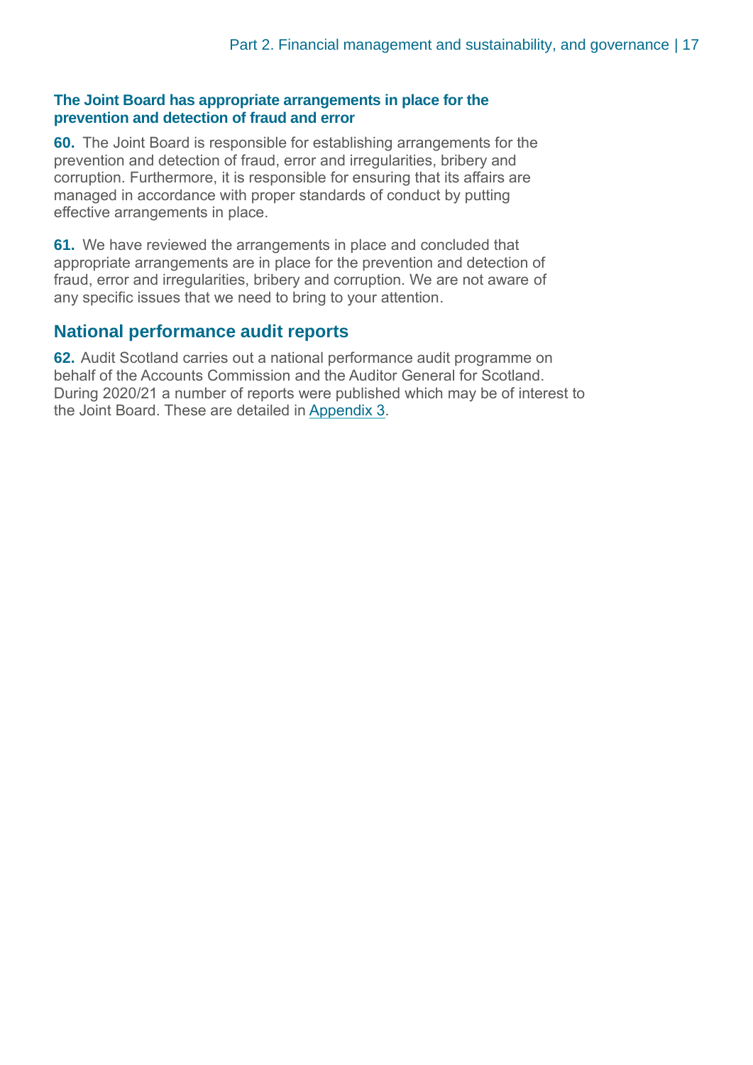### The Joint Board has appropriate arrangements in place for the prevention and detection of fraud and error

**60.** The Joint Board is responsible for establishing arrangements for the prevention and detection of fraud, error and irregularities, bribery and corruption. Furthermore, it is responsible for ensuring that its affairs are managed in accordance with proper standards of conduct by putting effective arrangements in place.

**61.** We have reviewed the arrangements in place and concluded that appropriate arrangements are in place for the prevention and detection of fraud, error and irregularities, bribery and corruption. We are not aware of any specific issues that we need to bring to your attention.

## National performance audit reports

**62.** Audit Scotland carries out a national performance audit programme on behalf of the Accounts Commission and the Auditor General for Scotland. During 2020/21 a number of reports were published which may be of interest to the Joint Board. These are detailed in Appendix 3.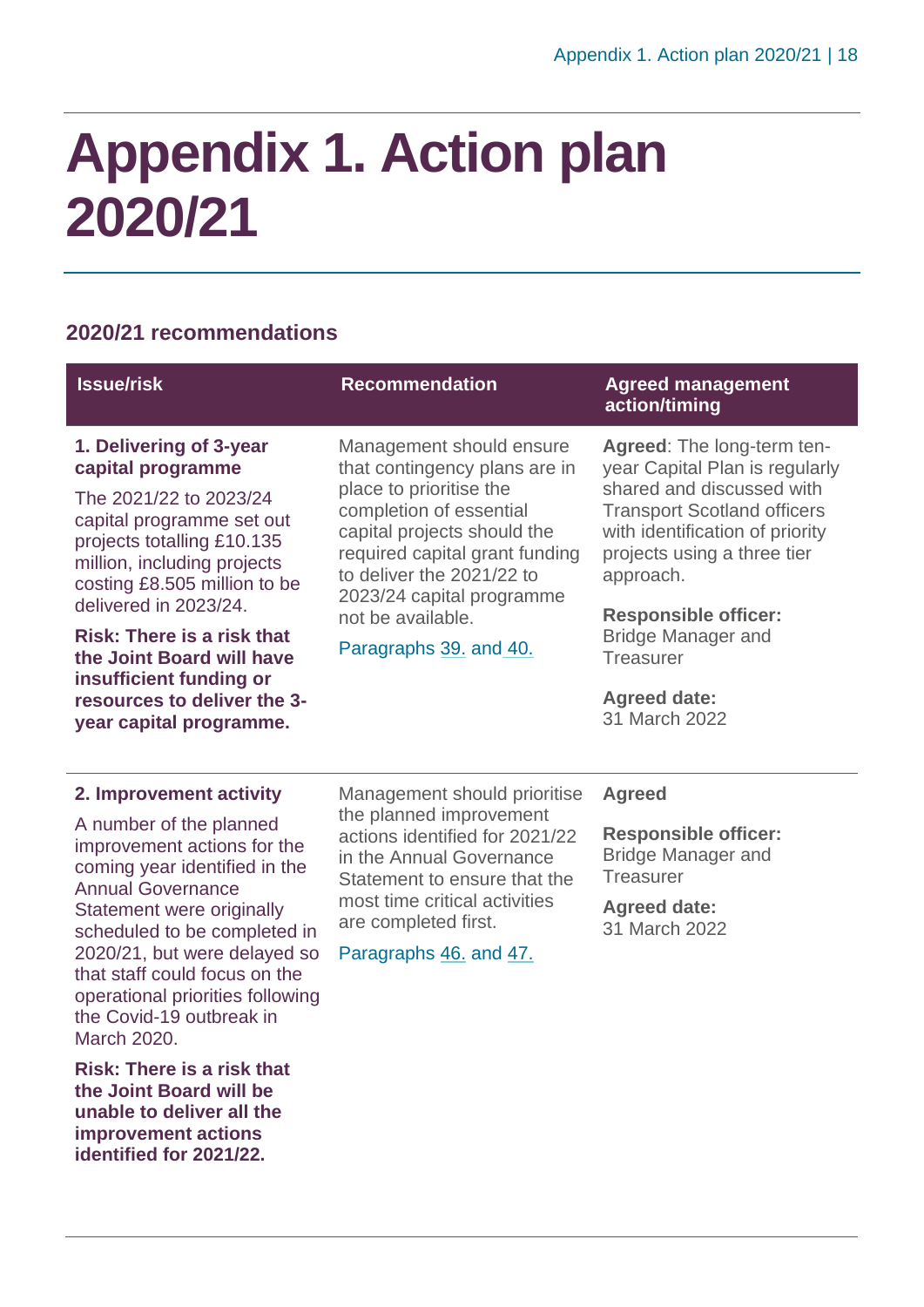# Appendix 1. Action plan 2020/21

## 2020/21 recommendations

| Issue/risk | Recommendation | Agreed management action/timing |
| --- | --- | --- |
| **1. Delivering of 3-year capital programme**<br><br>The 2021/22 to 2023/24 capital programme set out projects totalling £10.135 million, including projects costing £8.505 million to be delivered in 2023/24.<br><br>**Risk: There is a risk that the Joint Board will have insufficient funding or resources to deliver the 3-year capital programme.** | Management should ensure that contingency plans are in place to prioritise the completion of essential capital projects should the required capital grant funding to deliver the 2021/22 to 2023/24 capital programme not be available.<br><br>Paragraphs 39. and 40. | **Agreed**: The long-term ten-year Capital Plan is regularly shared and discussed with Transport Scotland officers with identification of priority projects using a three tier approach.<br><br>**Responsible officer:** Bridge Manager and Treasurer<br><br>**Agreed date:** 31 March 2022 |
| **2. Improvement activity**<br><br>A number of the planned improvement actions for the coming year identified in the Annual Governance Statement were originally scheduled to be completed in 2020/21, but were delayed so that staff could focus on the operational priorities following the Covid-19 outbreak in March 2020.<br><br>**Risk: There is a risk that the Joint Board will be unable to deliver all the improvement actions identified for 2021/22.** | Management should prioritise the planned improvement actions identified for 2021/22 in the Annual Governance Statement to ensure that the most time critical activities are completed first.<br><br>Paragraphs 46. and 47. | **Agreed**<br><br>**Responsible officer:** Bridge Manager and Treasurer<br><br>**Agreed date:** 31 March 2022 |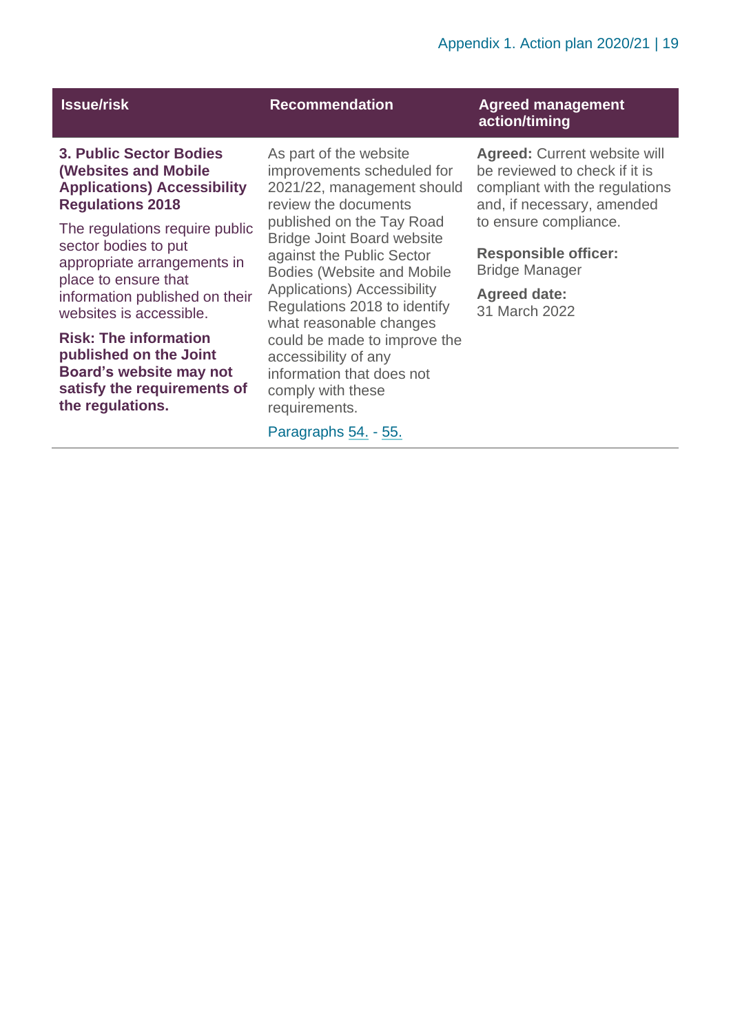| Issue/risk | Recommendation | Agreed management action/timing |
|---|---|---|
| **3. Public Sector Bodies (Websites and Mobile Applications) Accessibility Regulations 2018**<br><br>The regulations require public sector bodies to put appropriate arrangements in place to ensure that information published on their websites is accessible.<br><br>**Risk: The information published on the Joint Board's website may not satisfy the requirements of the regulations.** | As part of the website improvements scheduled for 2021/22, management should review the documents published on the Tay Road Bridge Joint Board website against the Public Sector Bodies (Website and Mobile Applications) Accessibility Regulations 2018 to identify what reasonable changes could be made to improve the accessibility of any information that does not comply with these requirements.<br><br>Paragraphs 54. - 55. | **Agreed:** Current website will be reviewed to check if it is compliant with the regulations and, if necessary, amended to ensure compliance.<br><br>**Responsible officer:** Bridge Manager<br><br>**Agreed date:** 31 March 2022 |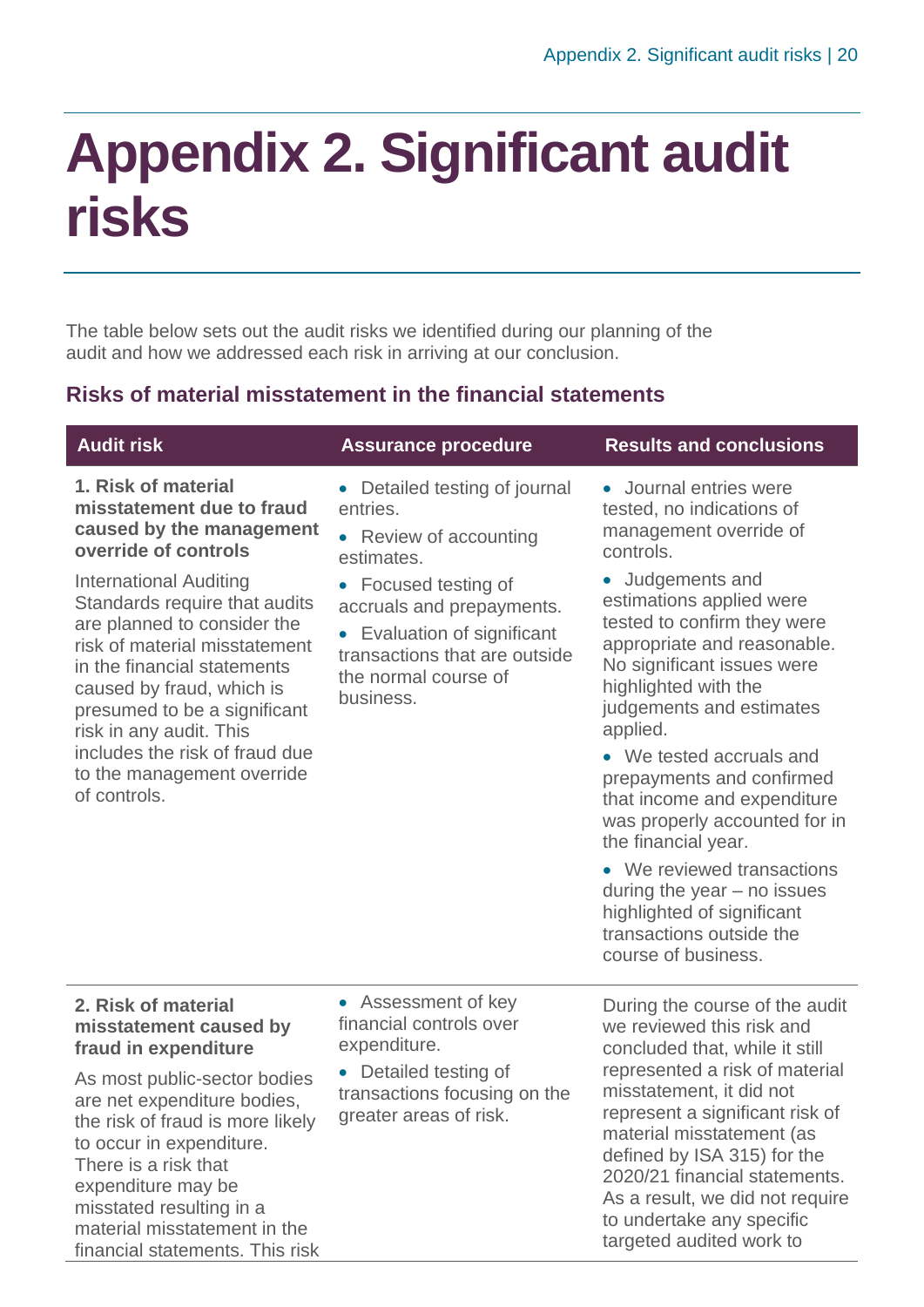# Appendix 2. Significant audit risks

The table below sets out the audit risks we identified during our planning of the audit and how we addressed each risk in arriving at our conclusion.

### Risks of material misstatement in the financial statements

| Audit risk | Assurance procedure | Results and conclusions |
|---|---|---|
| **1. Risk of material misstatement due to fraud caused by the management override of controls**<br><br>International Auditing Standards require that audits are planned to consider the risk of material misstatement in the financial statements caused by fraud, which is presumed to be a significant risk in any audit. This includes the risk of fraud due to the management override of controls. | • Detailed testing of journal entries.<br>• Review of accounting estimates.<br>• Focused testing of accruals and prepayments.<br>• Evaluation of significant transactions that are outside the normal course of business. | • Journal entries were tested, no indications of management override of controls.<br>• Judgements and estimations applied were tested to confirm they were appropriate and reasonable. No significant issues were highlighted with the judgements and estimates applied.<br>• We tested accruals and prepayments and confirmed that income and expenditure was properly accounted for in the financial year.<br>• We reviewed transactions during the year – no issues highlighted of significant transactions outside the course of business. |
| **2. Risk of material misstatement caused by fraud in expenditure**<br><br>As most public-sector bodies are net expenditure bodies, the risk of fraud is more likely to occur in expenditure. There is a risk that expenditure may be misstated resulting in a material misstatement in the financial statements. This risk | • Assessment of key financial controls over expenditure.<br>• Detailed testing of transactions focusing on the greater areas of risk. | During the course of the audit we reviewed this risk and concluded that, while it still represented a risk of material misstatement, it did not represent a significant risk of material misstatement (as defined by ISA 315) for the 2020/21 financial statements. As a result, we did not require to undertake any specific targeted audited work to |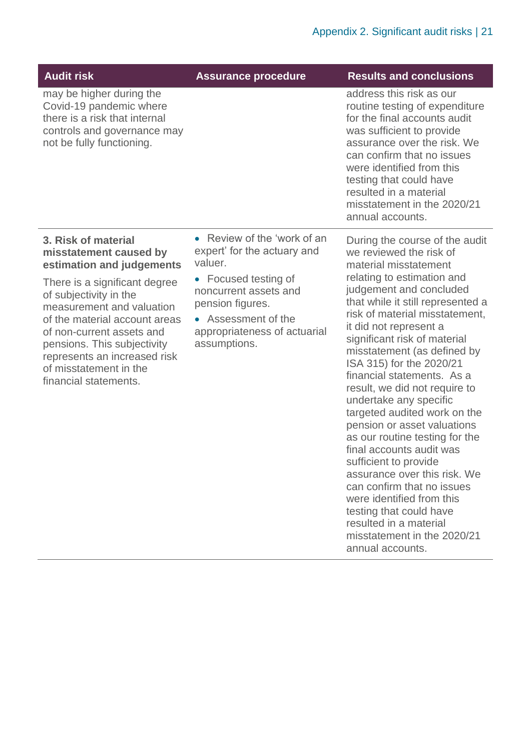| Audit risk | Assurance procedure | Results and conclusions |
| --- | --- | --- |
| may be higher during the Covid-19 pandemic where there is a risk that internal controls and governance may not be fully functioning. | | address this risk as our routine testing of expenditure for the final accounts audit was sufficient to provide assurance over the risk. We can confirm that no issues were identified from this testing that could have resulted in a material misstatement in the 2020/21 annual accounts. |
| **3. Risk of material misstatement caused by estimation and judgements**<br><br>There is a significant degree of subjectivity in the measurement and valuation of the material account areas of non-current assets and pensions. This subjectivity represents an increased risk of misstatement in the financial statements. | • Review of the 'work of an expert' for the actuary and valuer.<br>• Focused testing of noncurrent assets and pension figures.<br>• Assessment of the appropriateness of actuarial assumptions. | During the course of the audit we reviewed the risk of material misstatement relating to estimation and judgement and concluded that while it still represented a risk of material misstatement, it did not represent a significant risk of material misstatement (as defined by ISA 315) for the 2020/21 financial statements. As a result, we did not require to undertake any specific targeted audited work on the pension or asset valuations as our routine testing for the final accounts audit was sufficient to provide assurance over this risk. We can confirm that no issues were identified from this testing that could have resulted in a material misstatement in the 2020/21 annual accounts. |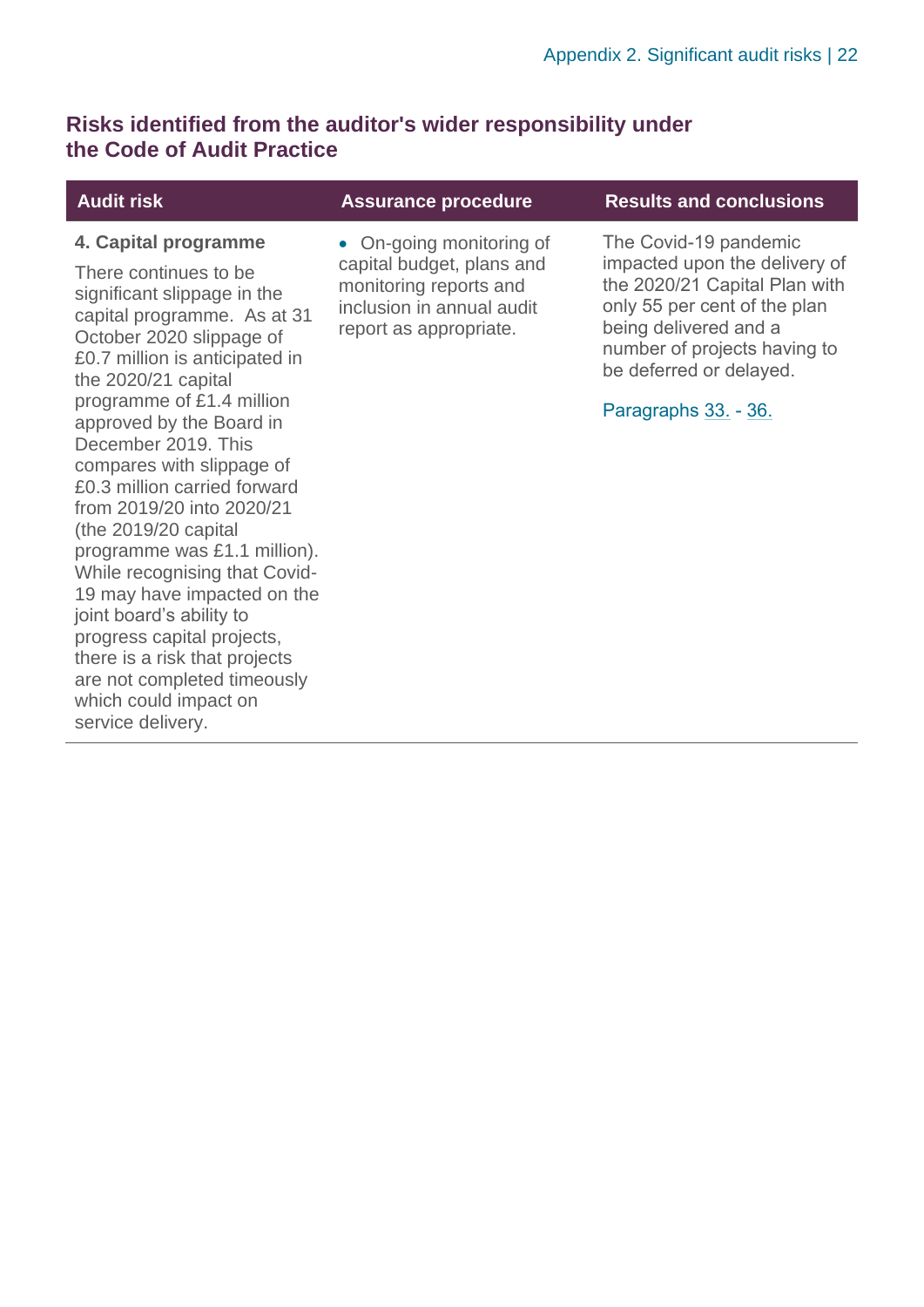## Risks identified from the auditor's wider responsibility under the Code of Audit Practice

| Audit risk | Assurance procedure | Results and conclusions |
|---|---|---|
| **4. Capital programme**<br><br>There continues to be significant slippage in the capital programme. As at 31 October 2020 slippage of £0.7 million is anticipated in the 2020/21 capital programme of £1.4 million approved by the Board in December 2019. This compares with slippage of £0.3 million carried forward from 2019/20 into 2020/21 (the 2019/20 capital programme was £1.1 million). While recognising that Covid-19 may have impacted on the joint board's ability to progress capital projects, there is a risk that projects are not completed timeously which could impact on service delivery. | • On-going monitoring of capital budget, plans and monitoring reports and inclusion in annual audit report as appropriate. | The Covid-19 pandemic impacted upon the delivery of the 2020/21 Capital Plan with only 55 per cent of the plan being delivered and a number of projects having to be deferred or delayed.<br><br>Paragraphs 33. - 36. |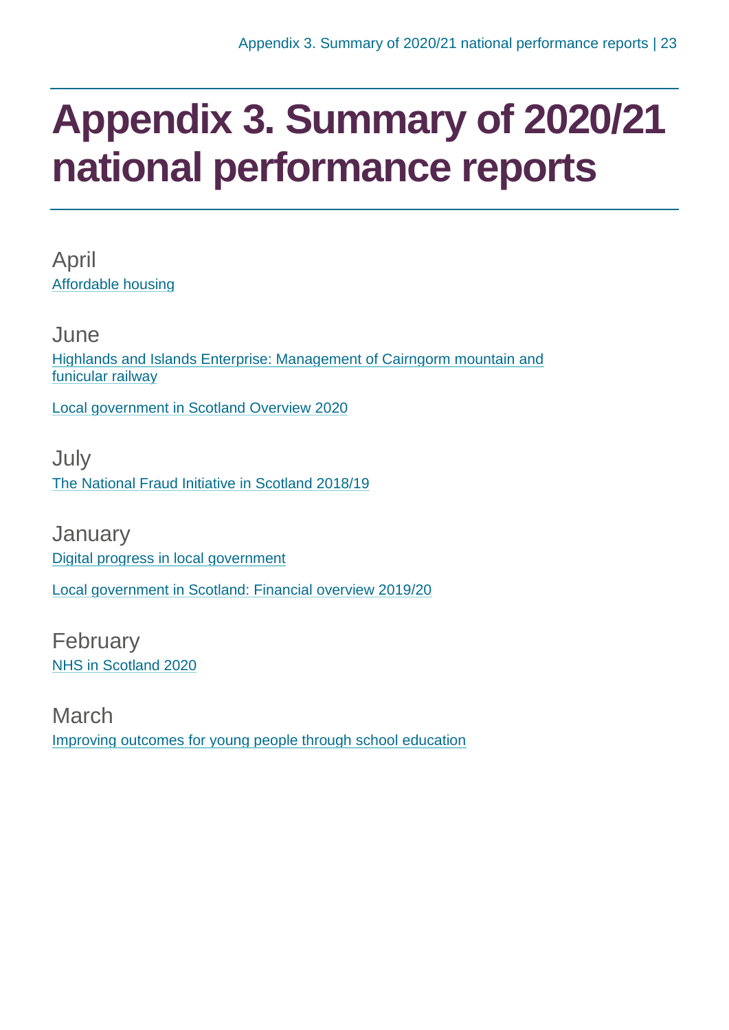# Appendix 3. Summary of 2020/21 national performance reports

April

Affordable housing

June

Highlands and Islands Enterprise: Management of Cairngorm mountain and funicular railway

Local government in Scotland Overview 2020

July

The National Fraud Initiative in Scotland 2018/19

January

Digital progress in local government

Local government in Scotland: Financial overview 2019/20

February

NHS in Scotland 2020

March

Improving outcomes for young people through school education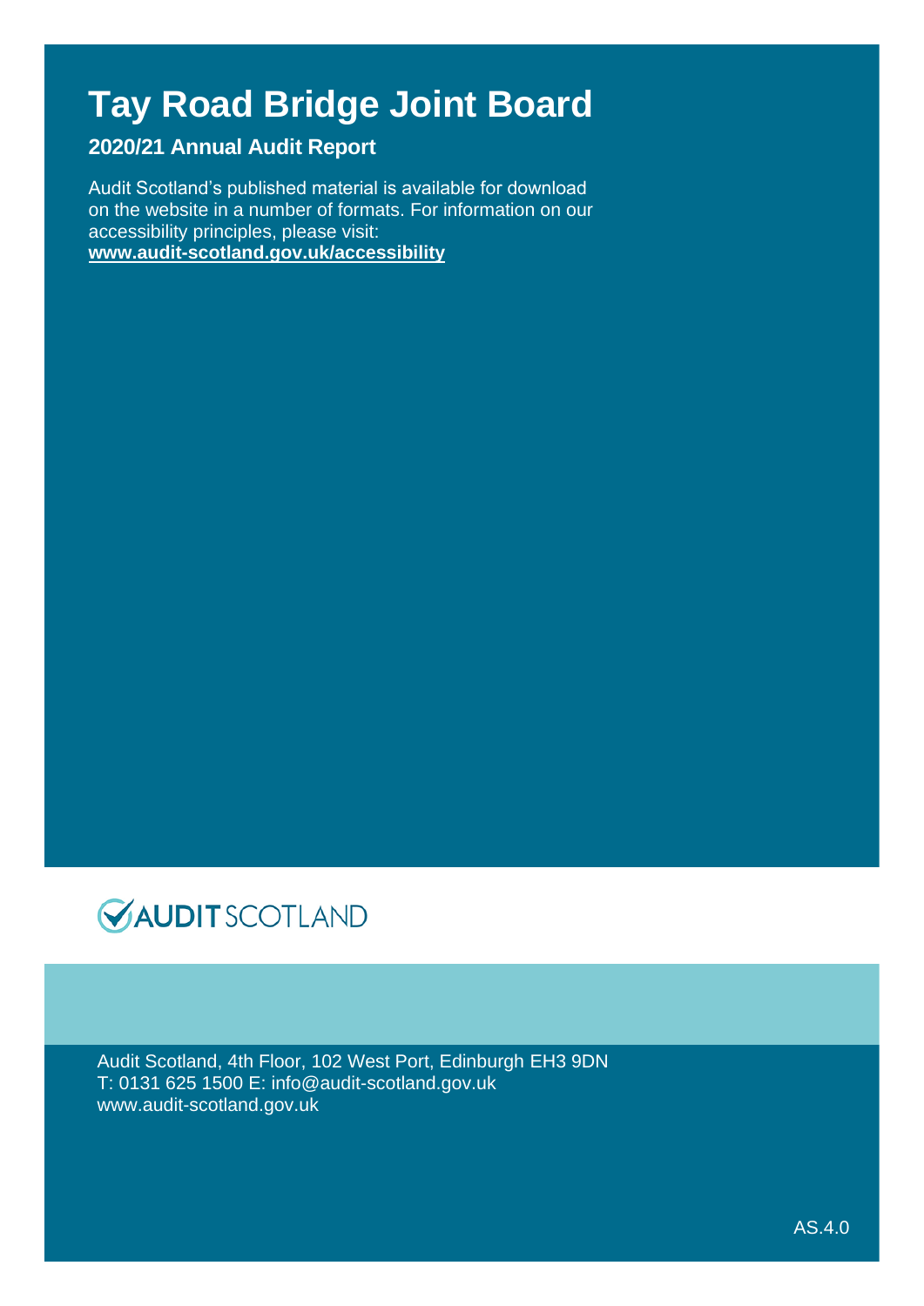# Tay Road Bridge Joint Board

## 2020/21 Annual Audit Report

Audit Scotland's published material is available for download on the website in a number of formats. For information on our accessibility principles, please visit:
**www.audit-scotland.gov.uk/accessibility**

AUDIT SCOTLAND

Audit Scotland, 4th Floor, 102 West Port, Edinburgh EH3 9DN
T: 0131 625 1500 E: info@audit-scotland.gov.uk
www.audit-scotland.gov.uk

AS.4.0